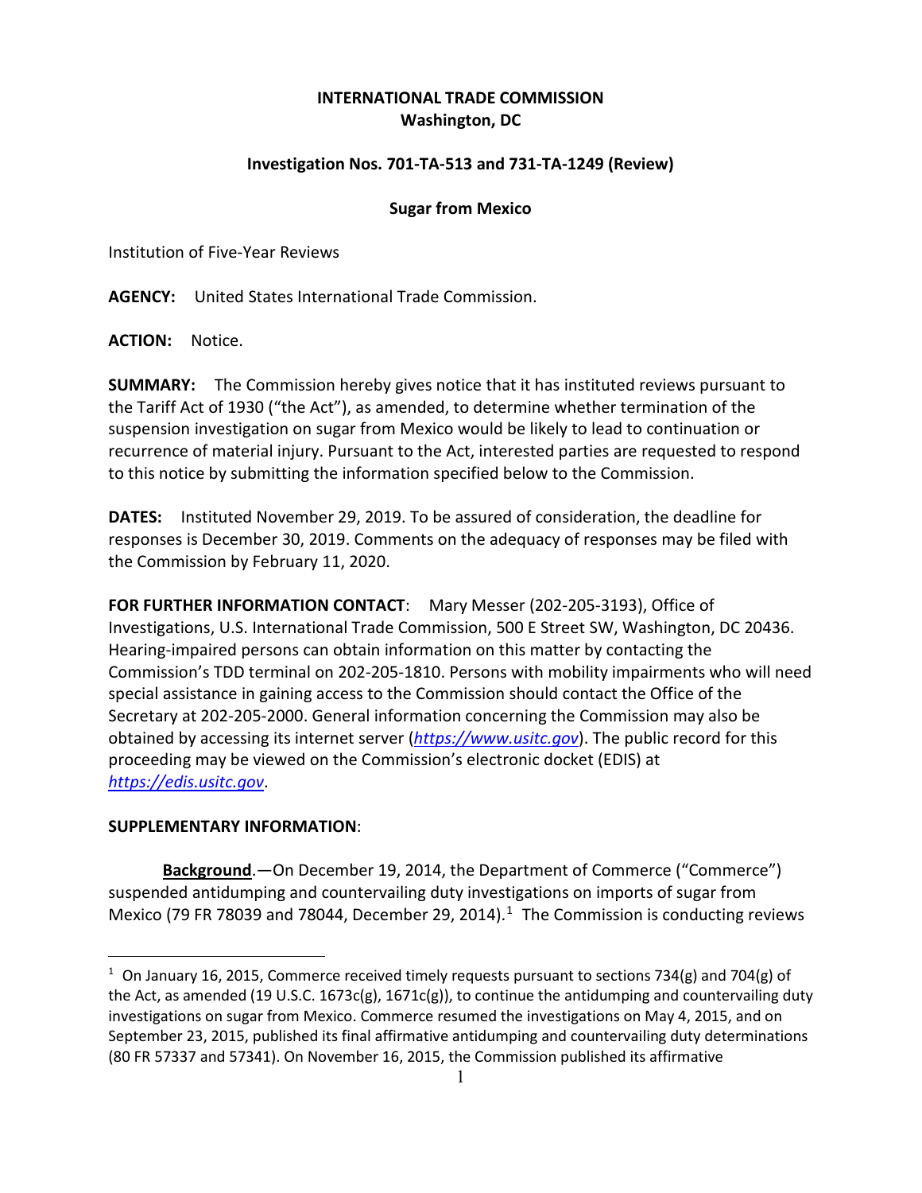**INTERNATIONAL TRADE COMMISSION**
**Washington, DC**

**Investigation Nos. 701-TA-513 and 731-TA-1249 (Review)**

**Sugar from Mexico**

Institution of Five-Year Reviews

**AGENCY:** United States International Trade Commission.

**ACTION:** Notice.

**SUMMARY:** The Commission hereby gives notice that it has instituted reviews pursuant to the Tariff Act of 1930 ("the Act"), as amended, to determine whether termination of the suspension investigation on sugar from Mexico would be likely to lead to continuation or recurrence of material injury. Pursuant to the Act, interested parties are requested to respond to this notice by submitting the information specified below to the Commission.

**DATES:** Instituted November 29, 2019. To be assured of consideration, the deadline for responses is December 30, 2019. Comments on the adequacy of responses may be filed with the Commission by February 11, 2020.

**FOR FURTHER INFORMATION CONTACT**: Mary Messer (202-205-3193), Office of Investigations, U.S. International Trade Commission, 500 E Street SW, Washington, DC 20436. Hearing-impaired persons can obtain information on this matter by contacting the Commission's TDD terminal on 202-205-1810. Persons with mobility impairments who will need special assistance in gaining access to the Commission should contact the Office of the Secretary at 202-205-2000. General information concerning the Commission may also be obtained by accessing its internet server (*https://www.usitc.gov*). The public record for this proceeding may be viewed on the Commission's electronic docket (EDIS) at *https://edis.usitc.gov*.

**SUPPLEMENTARY INFORMATION**:

**Background**.—On December 19, 2014, the Department of Commerce ("Commerce") suspended antidumping and countervailing duty investigations on imports of sugar from Mexico (79 FR 78039 and 78044, December 29, 2014).[1] The Commission is conducting reviews

[1] On January 16, 2015, Commerce received timely requests pursuant to sections 734(g) and 704(g) of the Act, as amended (19 U.S.C. 1673c(g), 1671c(g)), to continue the antidumping and countervailing duty investigations on sugar from Mexico. Commerce resumed the investigations on May 4, 2015, and on September 23, 2015, published its final affirmative antidumping and countervailing duty determinations (80 FR 57337 and 57341). On November 16, 2015, the Commission published its affirmative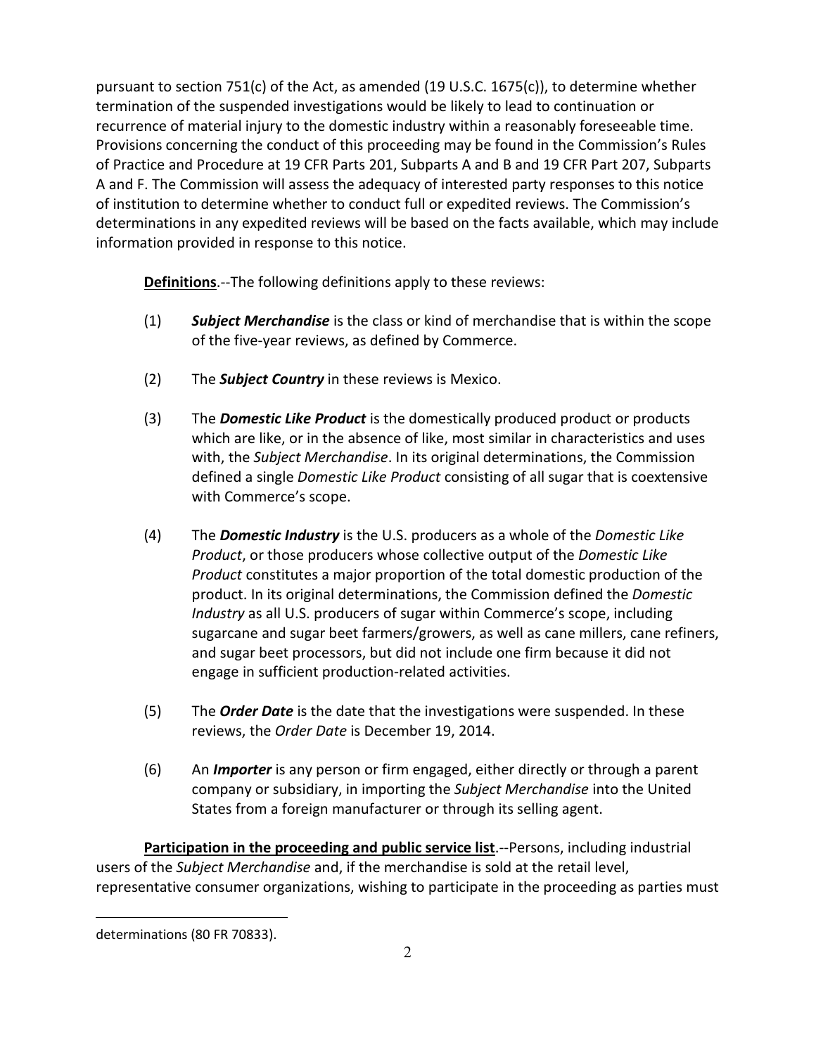pursuant to section 751(c) of the Act, as amended (19 U.S.C. 1675(c)), to determine whether termination of the suspended investigations would be likely to lead to continuation or recurrence of material injury to the domestic industry within a reasonably foreseeable time. Provisions concerning the conduct of this proceeding may be found in the Commission's Rules of Practice and Procedure at 19 CFR Parts 201, Subparts A and B and 19 CFR Part 207, Subparts A and F. The Commission will assess the adequacy of interested party responses to this notice of institution to determine whether to conduct full or expedited reviews. The Commission's determinations in any expedited reviews will be based on the facts available, which may include information provided in response to this notice.

**Definitions**.--The following definitions apply to these reviews:

(1) ***Subject Merchandise*** is the class or kind of merchandise that is within the scope of the five-year reviews, as defined by Commerce.

(2) The ***Subject Country*** in these reviews is Mexico.

(3) The ***Domestic Like Product*** is the domestically produced product or products which are like, or in the absence of like, most similar in characteristics and uses with, the *Subject Merchandise*. In its original determinations, the Commission defined a single *Domestic Like Product* consisting of all sugar that is coextensive with Commerce's scope.

(4) The ***Domestic Industry*** is the U.S. producers as a whole of the *Domestic Like Product*, or those producers whose collective output of the *Domestic Like Product* constitutes a major proportion of the total domestic production of the product. In its original determinations, the Commission defined the *Domestic Industry* as all U.S. producers of sugar within Commerce's scope, including sugarcane and sugar beet farmers/growers, as well as cane millers, cane refiners, and sugar beet processors, but did not include one firm because it did not engage in sufficient production-related activities.

(5) The ***Order Date*** is the date that the investigations were suspended. In these reviews, the *Order Date* is December 19, 2014.

(6) An ***Importer*** is any person or firm engaged, either directly or through a parent company or subsidiary, in importing the *Subject Merchandise* into the United States from a foreign manufacturer or through its selling agent.

**Participation in the proceeding and public service list**.--Persons, including industrial users of the *Subject Merchandise* and, if the merchandise is sold at the retail level, representative consumer organizations, wishing to participate in the proceeding as parties must

---

determinations (80 FR 70833).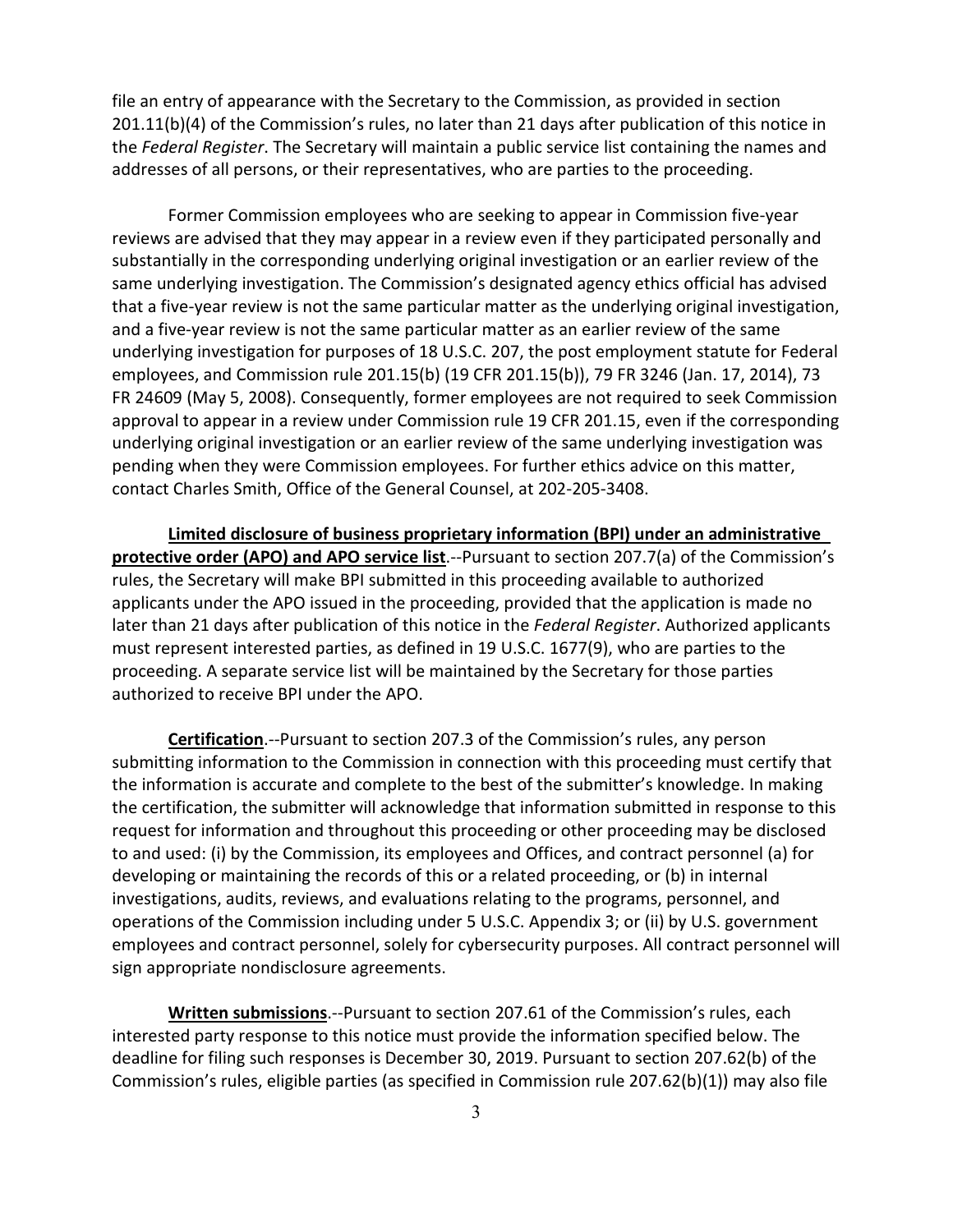file an entry of appearance with the Secretary to the Commission, as provided in section 201.11(b)(4) of the Commission's rules, no later than 21 days after publication of this notice in the *Federal Register*. The Secretary will maintain a public service list containing the names and addresses of all persons, or their representatives, who are parties to the proceeding.

Former Commission employees who are seeking to appear in Commission five-year reviews are advised that they may appear in a review even if they participated personally and substantially in the corresponding underlying original investigation or an earlier review of the same underlying investigation. The Commission's designated agency ethics official has advised that a five-year review is not the same particular matter as the underlying original investigation, and a five-year review is not the same particular matter as an earlier review of the same underlying investigation for purposes of 18 U.S.C. 207, the post employment statute for Federal employees, and Commission rule 201.15(b) (19 CFR 201.15(b)), 79 FR 3246 (Jan. 17, 2014), 73 FR 24609 (May 5, 2008). Consequently, former employees are not required to seek Commission approval to appear in a review under Commission rule 19 CFR 201.15, even if the corresponding underlying original investigation or an earlier review of the same underlying investigation was pending when they were Commission employees. For further ethics advice on this matter, contact Charles Smith, Office of the General Counsel, at 202-205-3408.

**Limited disclosure of business proprietary information (BPI) under an administrative protective order (APO) and APO service list**.--Pursuant to section 207.7(a) of the Commission's rules, the Secretary will make BPI submitted in this proceeding available to authorized applicants under the APO issued in the proceeding, provided that the application is made no later than 21 days after publication of this notice in the *Federal Register*. Authorized applicants must represent interested parties, as defined in 19 U.S.C. 1677(9), who are parties to the proceeding. A separate service list will be maintained by the Secretary for those parties authorized to receive BPI under the APO.

**Certification**.--Pursuant to section 207.3 of the Commission's rules, any person submitting information to the Commission in connection with this proceeding must certify that the information is accurate and complete to the best of the submitter's knowledge. In making the certification, the submitter will acknowledge that information submitted in response to this request for information and throughout this proceeding or other proceeding may be disclosed to and used: (i) by the Commission, its employees and Offices, and contract personnel (a) for developing or maintaining the records of this or a related proceeding, or (b) in internal investigations, audits, reviews, and evaluations relating to the programs, personnel, and operations of the Commission including under 5 U.S.C. Appendix 3; or (ii) by U.S. government employees and contract personnel, solely for cybersecurity purposes. All contract personnel will sign appropriate nondisclosure agreements.

**Written submissions**.--Pursuant to section 207.61 of the Commission's rules, each interested party response to this notice must provide the information specified below. The deadline for filing such responses is December 30, 2019. Pursuant to section 207.62(b) of the Commission's rules, eligible parties (as specified in Commission rule 207.62(b)(1)) may also file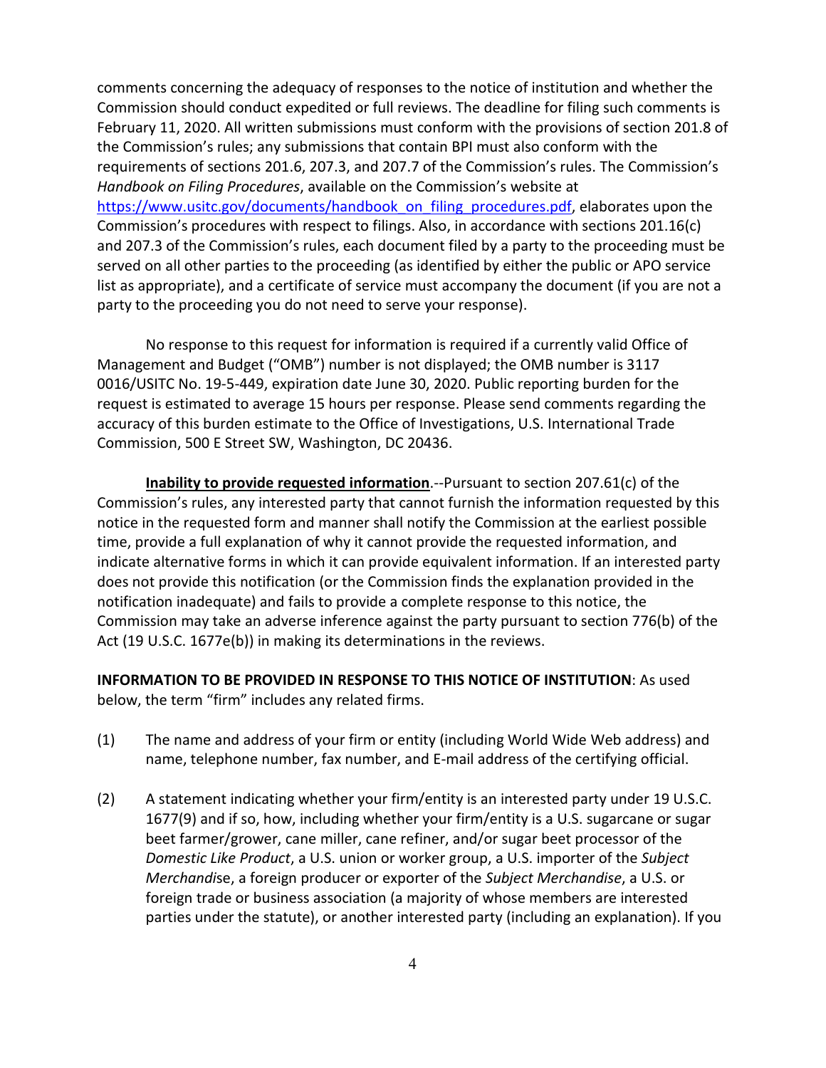comments concerning the adequacy of responses to the notice of institution and whether the Commission should conduct expedited or full reviews. The deadline for filing such comments is February 11, 2020. All written submissions must conform with the provisions of section 201.8 of the Commission's rules; any submissions that contain BPI must also conform with the requirements of sections 201.6, 207.3, and 207.7 of the Commission's rules. The Commission's *Handbook on Filing Procedures*, available on the Commission's website at [https://www.usitc.gov/documents/handbook_on_filing_procedures.pdf](https://www.usitc.gov/documents/handbook_on_filing_procedures.pdf), elaborates upon the Commission's procedures with respect to filings. Also, in accordance with sections 201.16(c) and 207.3 of the Commission's rules, each document filed by a party to the proceeding must be served on all other parties to the proceeding (as identified by either the public or APO service list as appropriate), and a certificate of service must accompany the document (if you are not a party to the proceeding you do not need to serve your response).

No response to this request for information is required if a currently valid Office of Management and Budget ("OMB") number is not displayed; the OMB number is 3117 0016/USITC No. 19-5-449, expiration date June 30, 2020. Public reporting burden for the request is estimated to average 15 hours per response. Please send comments regarding the accuracy of this burden estimate to the Office of Investigations, U.S. International Trade Commission, 500 E Street SW, Washington, DC 20436.

**Inability to provide requested information**.--Pursuant to section 207.61(c) of the Commission's rules, any interested party that cannot furnish the information requested by this notice in the requested form and manner shall notify the Commission at the earliest possible time, provide a full explanation of why it cannot provide the requested information, and indicate alternative forms in which it can provide equivalent information. If an interested party does not provide this notification (or the Commission finds the explanation provided in the notification inadequate) and fails to provide a complete response to this notice, the Commission may take an adverse inference against the party pursuant to section 776(b) of the Act (19 U.S.C. 1677e(b)) in making its determinations in the reviews.

**INFORMATION TO BE PROVIDED IN RESPONSE TO THIS NOTICE OF INSTITUTION**: As used below, the term "firm" includes any related firms.

(1) The name and address of your firm or entity (including World Wide Web address) and name, telephone number, fax number, and E-mail address of the certifying official.

(2) A statement indicating whether your firm/entity is an interested party under 19 U.S.C. 1677(9) and if so, how, including whether your firm/entity is a U.S. sugarcane or sugar beet farmer/grower, cane miller, cane refiner, and/or sugar beet processor of the *Domestic Like Product*, a U.S. union or worker group, a U.S. importer of the *Subject Merchandis*e, a foreign producer or exporter of the *Subject Merchandise*, a U.S. or foreign trade or business association (a majority of whose members are interested parties under the statute), or another interested party (including an explanation). If you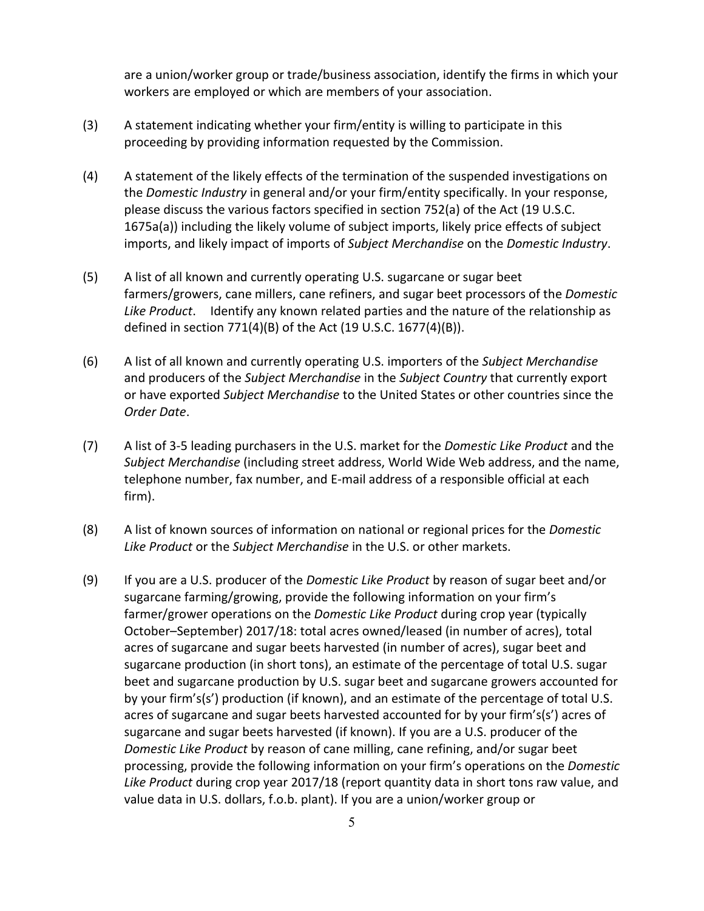are a union/worker group or trade/business association, identify the firms in which your workers are employed or which are members of your association.

(3) A statement indicating whether your firm/entity is willing to participate in this proceeding by providing information requested by the Commission.

(4) A statement of the likely effects of the termination of the suspended investigations on the *Domestic Industry* in general and/or your firm/entity specifically. In your response, please discuss the various factors specified in section 752(a) of the Act (19 U.S.C. 1675a(a)) including the likely volume of subject imports, likely price effects of subject imports, and likely impact of imports of *Subject Merchandise* on the *Domestic Industry*.

(5) A list of all known and currently operating U.S. sugarcane or sugar beet farmers/growers, cane millers, cane refiners, and sugar beet processors of the *Domestic Like Product*. Identify any known related parties and the nature of the relationship as defined in section 771(4)(B) of the Act (19 U.S.C. 1677(4)(B)).

(6) A list of all known and currently operating U.S. importers of the *Subject Merchandise* and producers of the *Subject Merchandise* in the *Subject Country* that currently export or have exported *Subject Merchandise* to the United States or other countries since the *Order Date*.

(7) A list of 3-5 leading purchasers in the U.S. market for the *Domestic Like Product* and the *Subject Merchandise* (including street address, World Wide Web address, and the name, telephone number, fax number, and E-mail address of a responsible official at each firm).

(8) A list of known sources of information on national or regional prices for the *Domestic Like Product* or the *Subject Merchandise* in the U.S. or other markets.

(9) If you are a U.S. producer of the *Domestic Like Product* by reason of sugar beet and/or sugarcane farming/growing, provide the following information on your firm's farmer/grower operations on the *Domestic Like Product* during crop year (typically October–September) 2017/18: total acres owned/leased (in number of acres), total acres of sugarcane and sugar beets harvested (in number of acres), sugar beet and sugarcane production (in short tons), an estimate of the percentage of total U.S. sugar beet and sugarcane production by U.S. sugar beet and sugarcane growers accounted for by your firm's(s') production (if known), and an estimate of the percentage of total U.S. acres of sugarcane and sugar beets harvested accounted for by your firm's(s') acres of sugarcane and sugar beets harvested (if known). If you are a U.S. producer of the *Domestic Like Product* by reason of cane milling, cane refining, and/or sugar beet processing, provide the following information on your firm's operations on the *Domestic Like Product* during crop year 2017/18 (report quantity data in short tons raw value, and value data in U.S. dollars, f.o.b. plant). If you are a union/worker group or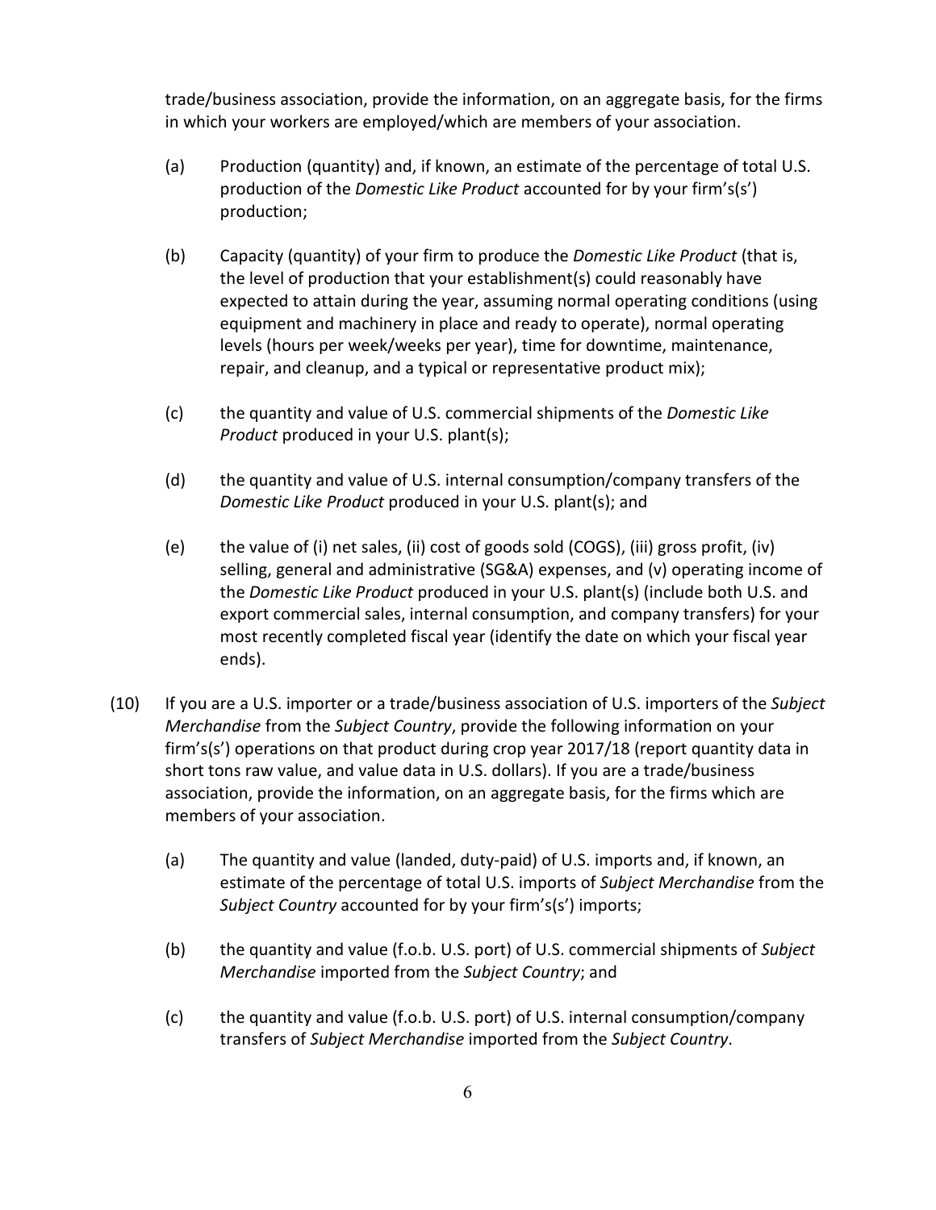trade/business association, provide the information, on an aggregate basis, for the firms in which your workers are employed/which are members of your association.

(a) Production (quantity) and, if known, an estimate of the percentage of total U.S. production of the *Domestic Like Product* accounted for by your firm's(s') production;

(b) Capacity (quantity) of your firm to produce the *Domestic Like Product* (that is, the level of production that your establishment(s) could reasonably have expected to attain during the year, assuming normal operating conditions (using equipment and machinery in place and ready to operate), normal operating levels (hours per week/weeks per year), time for downtime, maintenance, repair, and cleanup, and a typical or representative product mix);

(c) the quantity and value of U.S. commercial shipments of the *Domestic Like Product* produced in your U.S. plant(s);

(d) the quantity and value of U.S. internal consumption/company transfers of the *Domestic Like Product* produced in your U.S. plant(s); and

(e) the value of (i) net sales, (ii) cost of goods sold (COGS), (iii) gross profit, (iv) selling, general and administrative (SG&A) expenses, and (v) operating income of the *Domestic Like Product* produced in your U.S. plant(s) (include both U.S. and export commercial sales, internal consumption, and company transfers) for your most recently completed fiscal year (identify the date on which your fiscal year ends).

(10) If you are a U.S. importer or a trade/business association of U.S. importers of the *Subject Merchandise* from the *Subject Country*, provide the following information on your firm's(s') operations on that product during crop year 2017/18 (report quantity data in short tons raw value, and value data in U.S. dollars). If you are a trade/business association, provide the information, on an aggregate basis, for the firms which are members of your association.

(a) The quantity and value (landed, duty-paid) of U.S. imports and, if known, an estimate of the percentage of total U.S. imports of *Subject Merchandise* from the *Subject Country* accounted for by your firm's(s') imports;

(b) the quantity and value (f.o.b. U.S. port) of U.S. commercial shipments of *Subject Merchandise* imported from the *Subject Country*; and

(c) the quantity and value (f.o.b. U.S. port) of U.S. internal consumption/company transfers of *Subject Merchandise* imported from the *Subject Country*.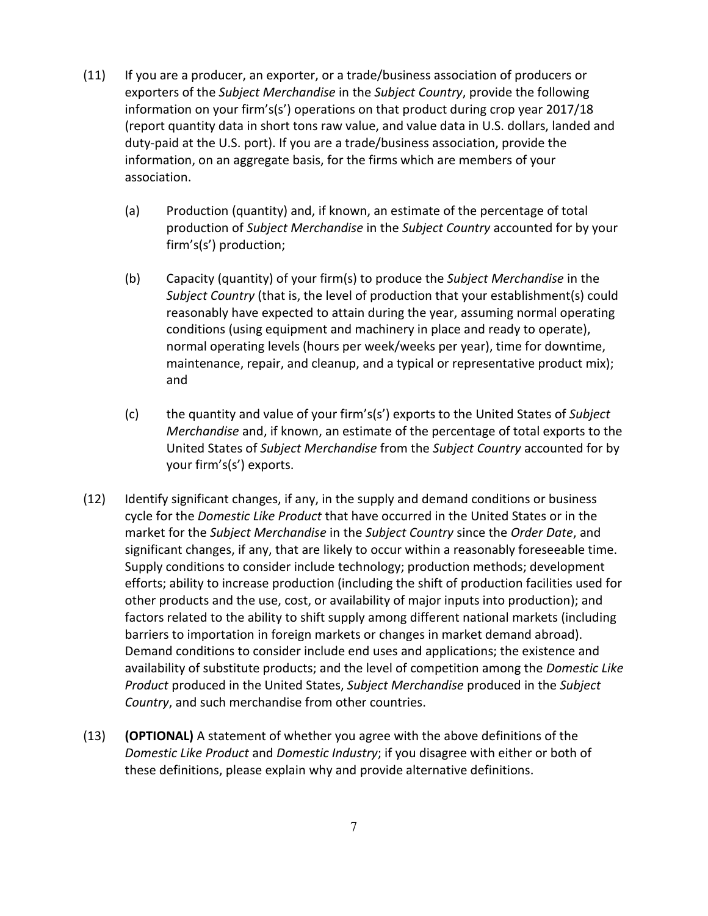(11) If you are a producer, an exporter, or a trade/business association of producers or exporters of the *Subject Merchandise* in the *Subject Country*, provide the following information on your firm's(s') operations on that product during crop year 2017/18 (report quantity data in short tons raw value, and value data in U.S. dollars, landed and duty-paid at the U.S. port). If you are a trade/business association, provide the information, on an aggregate basis, for the firms which are members of your association.

  (a) Production (quantity) and, if known, an estimate of the percentage of total production of *Subject Merchandise* in the *Subject Country* accounted for by your firm's(s') production;

  (b) Capacity (quantity) of your firm(s) to produce the *Subject Merchandise* in the *Subject Country* (that is, the level of production that your establishment(s) could reasonably have expected to attain during the year, assuming normal operating conditions (using equipment and machinery in place and ready to operate), normal operating levels (hours per week/weeks per year), time for downtime, maintenance, repair, and cleanup, and a typical or representative product mix); and

  (c) the quantity and value of your firm's(s') exports to the United States of *Subject Merchandise* and, if known, an estimate of the percentage of total exports to the United States of *Subject Merchandise* from the *Subject Country* accounted for by your firm's(s') exports.

(12) Identify significant changes, if any, in the supply and demand conditions or business cycle for the *Domestic Like Product* that have occurred in the United States or in the market for the *Subject Merchandise* in the *Subject Country* since the *Order Date*, and significant changes, if any, that are likely to occur within a reasonably foreseeable time. Supply conditions to consider include technology; production methods; development efforts; ability to increase production (including the shift of production facilities used for other products and the use, cost, or availability of major inputs into production); and factors related to the ability to shift supply among different national markets (including barriers to importation in foreign markets or changes in market demand abroad). Demand conditions to consider include end uses and applications; the existence and availability of substitute products; and the level of competition among the *Domestic Like Product* produced in the United States, *Subject Merchandise* produced in the *Subject Country*, and such merchandise from other countries.

(13) **(OPTIONAL)** A statement of whether you agree with the above definitions of the *Domestic Like Product* and *Domestic Industry*; if you disagree with either or both of these definitions, please explain why and provide alternative definitions.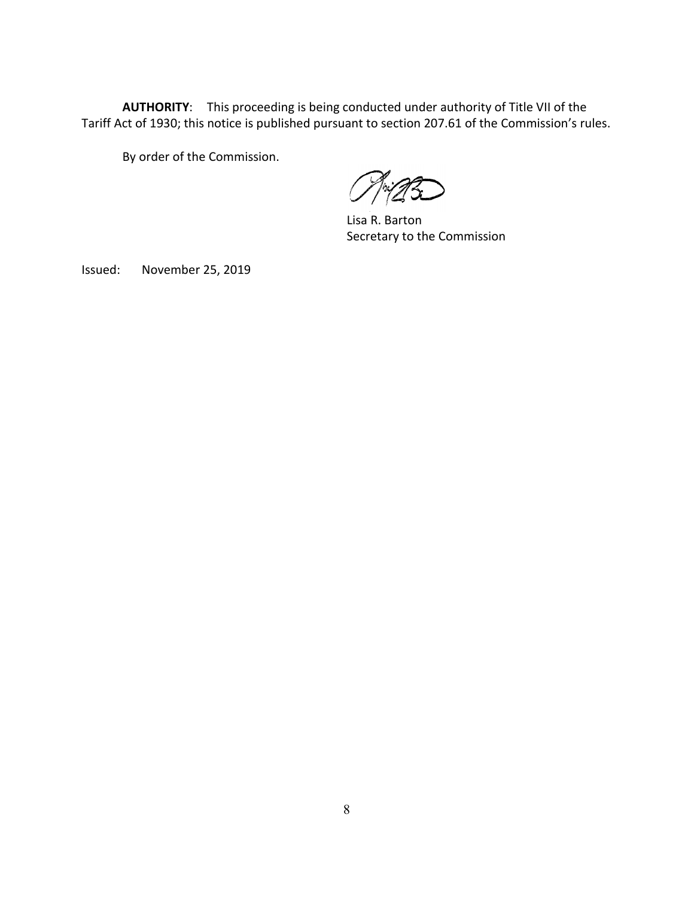**AUTHORITY**: This proceeding is being conducted under authority of Title VII of the Tariff Act of 1930; this notice is published pursuant to section 207.61 of the Commission's rules.

By order of the Commission.

Lisa R. Barton
Secretary to the Commission

Issued: November 25, 2019